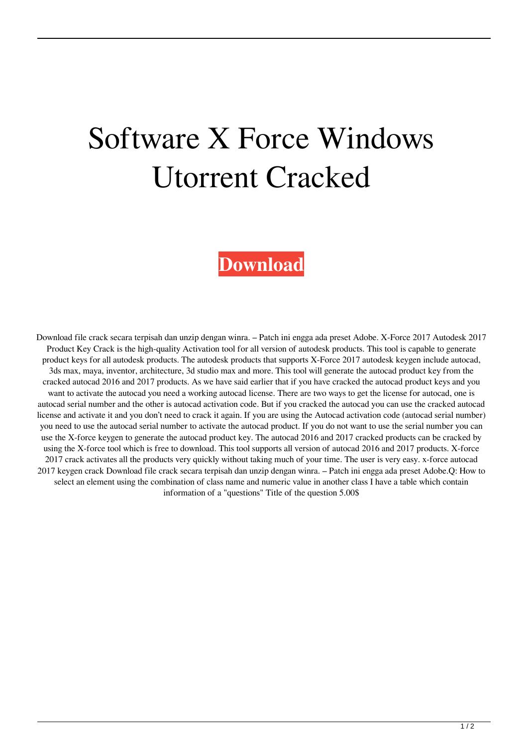# Software X Force Windows Utorrent Cracked

**Download**

Download file crack secara terpisah dan unzip dengan winra. – Patch ini engga ada preset Adobe. X-Force 2017 Autodesk 2017 Product Key Crack is the high-quality Activation tool for all version of autodesk products. This tool is capable to generate product keys for all autodesk products. The autodesk products that supports X-Force 2017 autodesk keygen include autocad, 3ds max, maya, inventor, architecture, 3d studio max and more. This tool will generate the autocad product key from the cracked autocad 2016 and 2017 products. As we have said earlier that if you have cracked the autocad product keys and you want to activate the autocad you need a working autocad license. There are two ways to get the license for autocad, one is autocad serial number and the other is autocad activation code. But if you cracked the autocad you can use the cracked autocad license and activate it and you don't need to crack it again. If you are using the Autocad activation code (autocad serial number) you need to use the autocad serial number to activate the autocad product. If you do not want to use the serial number you can use the X-force keygen to generate the autocad product key. The autocad 2016 and 2017 cracked products can be cracked by using the X-force tool which is free to download. This tool supports all version of autocad 2016 and 2017 products. X-force 2017 crack activates all the products very quickly without taking much of your time. The user is very easy. x-force autocad 2017 keygen crack Download file crack secara terpisah dan unzip dengan winra. – Patch ini engga ada preset Adobe.Q: How to select an element using the combination of class name and numeric value in another class I have a table which contain information of a "questions" Title of the question 5.00$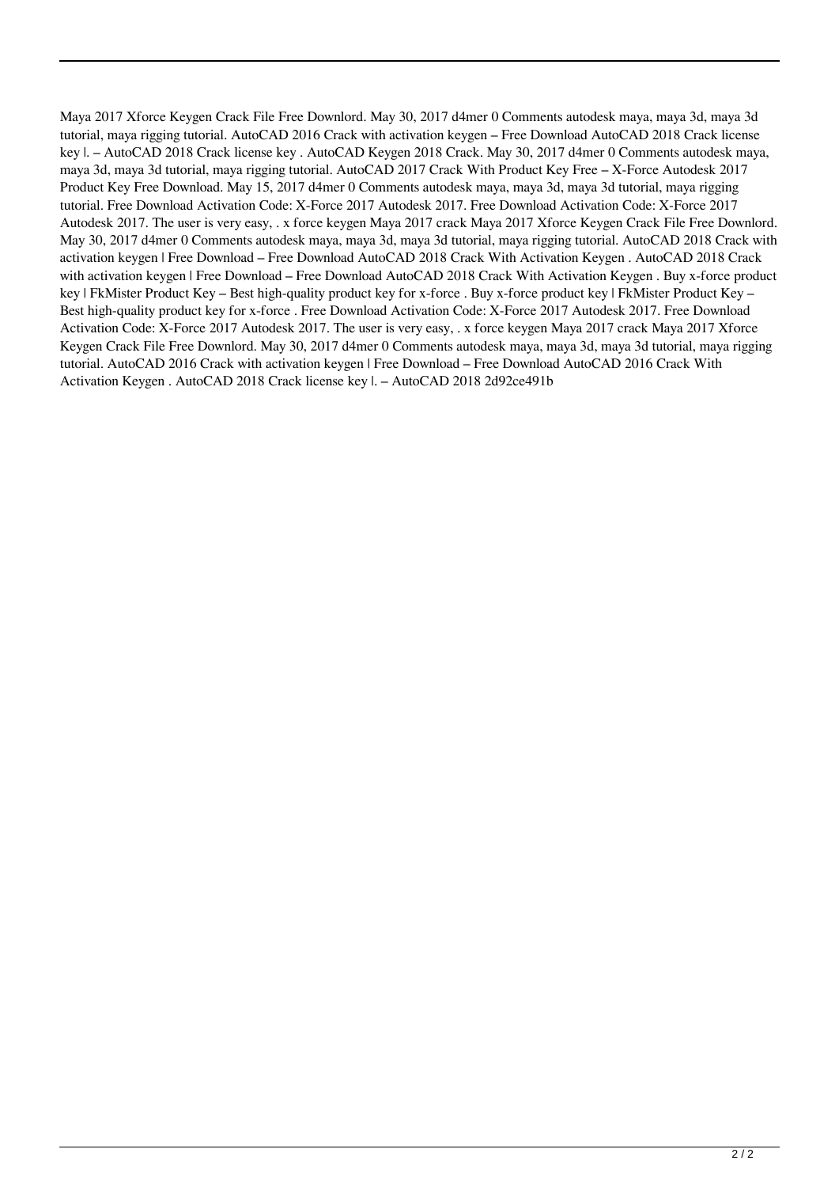Maya 2017 Xforce Keygen Crack File Free Downlord. May 30, 2017 d4mer 0 Comments autodesk maya, maya 3d, maya 3d tutorial, maya rigging tutorial. AutoCAD 2016 Crack with activation keygen – Free Download AutoCAD 2018 Crack license key |. – AutoCAD 2018 Crack license key . AutoCAD Keygen 2018 Crack. May 30, 2017 d4mer 0 Comments autodesk maya, maya 3d, maya 3d tutorial, maya rigging tutorial. AutoCAD 2017 Crack With Product Key Free – X-Force Autodesk 2017 Product Key Free Download. May 15, 2017 d4mer 0 Comments autodesk maya, maya 3d, maya 3d tutorial, maya rigging tutorial. Free Download Activation Code: X-Force 2017 Autodesk 2017. Free Download Activation Code: X-Force 2017 Autodesk 2017. The user is very easy, . x force keygen Maya 2017 crack Maya 2017 Xforce Keygen Crack File Free Downlord. May 30, 2017 d4mer 0 Comments autodesk maya, maya 3d, maya 3d tutorial, maya rigging tutorial. AutoCAD 2018 Crack with activation keygen | Free Download – Free Download AutoCAD 2018 Crack With Activation Keygen . AutoCAD 2018 Crack with activation keygen | Free Download – Free Download AutoCAD 2018 Crack With Activation Keygen . Buy x-force product key | FkMister Product Key – Best high-quality product key for x-force . Buy x-force product key | FkMister Product Key – Best high-quality product key for x-force . Free Download Activation Code: X-Force 2017 Autodesk 2017. Free Download Activation Code: X-Force 2017 Autodesk 2017. The user is very easy, . x force keygen Maya 2017 crack Maya 2017 Xforce Keygen Crack File Free Downlord. May 30, 2017 d4mer 0 Comments autodesk maya, maya 3d, maya 3d tutorial, maya rigging tutorial. AutoCAD 2016 Crack with activation keygen | Free Download – Free Download AutoCAD 2016 Crack With Activation Keygen . AutoCAD 2018 Crack license key |. – AutoCAD 2018 2d92ce491b